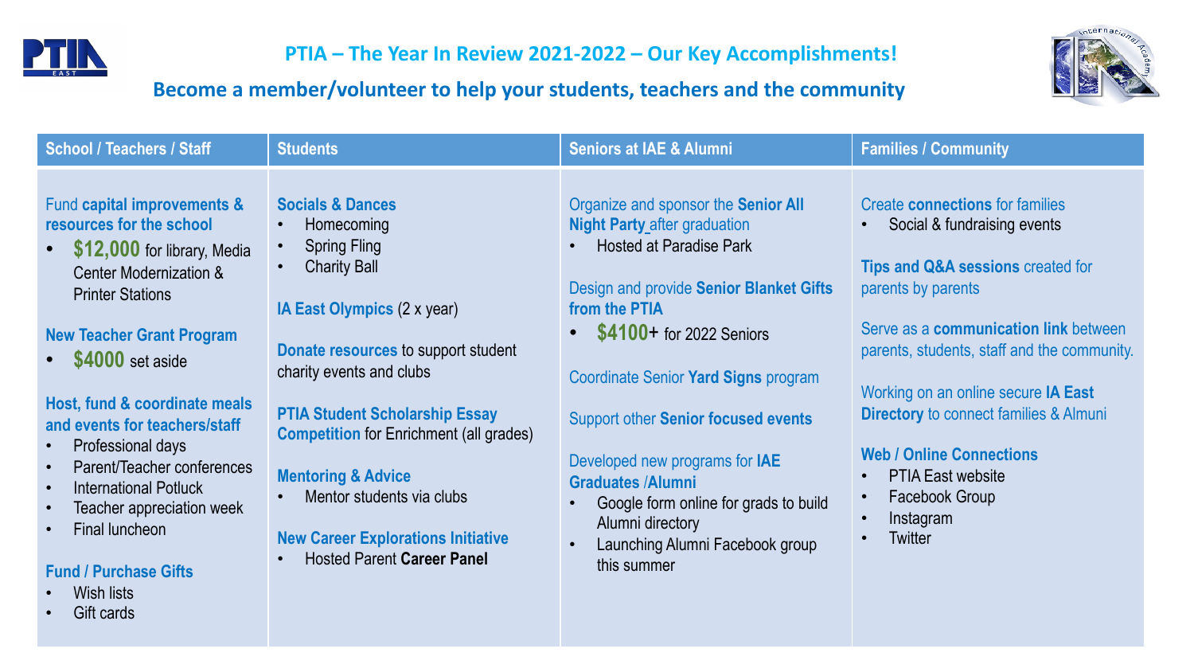# PTIA – The Year In Review 2021-2022 – Our Key Accomplishments!

## Become a member/volunteer to help your students, teachers and the community

### School / Teachers / Staff

Fund **capital improvements & resources for the school**
- **$12,000** for library, Media Center Modernization & Printer Stations

**New Teacher Grant Program**
- **$4000** set aside

**Host, fund & coordinate meals and events for teachers/staff**
- Professional days
- Parent/Teacher conferences
- International Potluck
- Teacher appreciation week
- Final luncheon

**Fund / Purchase Gifts**
- Wish lists
- Gift cards

### Students

**Socials & Dances**
- Homecoming
- Spring Fling
- Charity Ball

**IA East Olympics** (2 x year)

**Donate resources** to support student charity events and clubs

**PTIA Student Scholarship Essay Competition** for Enrichment (all grades)

**Mentoring & Advice**
- Mentor students via clubs

**New Career Explorations Initiative**
- Hosted Parent **Career Panel**

### Seniors at IAE & Alumni

Organize and sponsor the **Senior All Night Party** after graduation
- Hosted at Paradise Park

Design and provide **Senior Blanket Gifts from the PTIA**
- **$4100+** for 2022 Seniors

Coordinate Senior **Yard Signs** program

Support other **Senior focused events**

Developed new programs for **IAE Graduates /Alumni**
- Google form online for grads to build Alumni directory
- Launching Alumni Facebook group this summer

### Families / Community

Create **connections** for families
- Social & fundraising events

**Tips and Q&A sessions** created for parents by parents

Serve as a **communication link** between parents, students, staff and the community.

Working on an online secure **IA East Directory** to connect families & Almuni

**Web / Online Connections**
- PTIA East website
- Facebook Group
- Instagram
- Twitter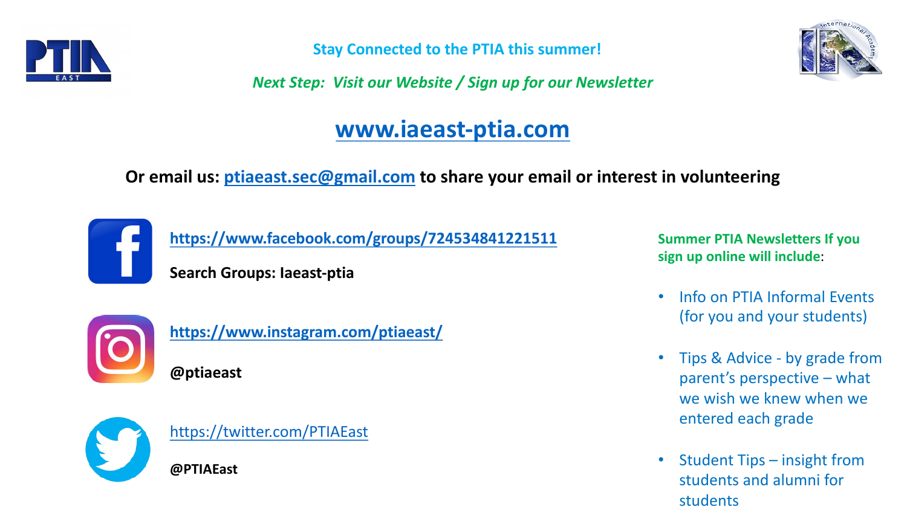## Stay Connected to the PTIA this summer!

*Next Step: Visit our Website / Sign up for our Newsletter*

# www.iaeast-ptia.com

**Or email us: ptiaeast.sec@gmail.com to share your email or interest in volunteering**

**https://www.facebook.com/groups/724534841221511**

**Search Groups: Iaeast-ptia**

**https://www.instagram.com/ptiaeast/**

**@ptiaeast**

https://twitter.com/PTIAEast

**@PTIAEast**

**Summer PTIA Newsletters If you sign up online will include**:

- Info on PTIA Informal Events (for you and your students)
- Tips & Advice - by grade from parent's perspective – what we wish we knew when we entered each grade
- Student Tips – insight from students and alumni for students